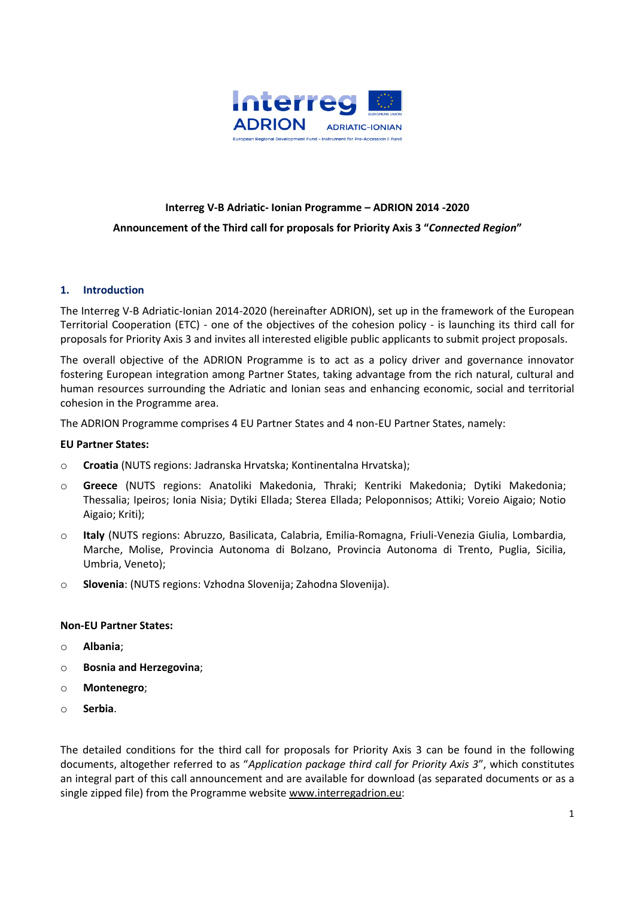**Interreg V-B Adriatic- Ionian Programme – ADRION 2014 -2020**

**Announcement of the Third call for proposals for Priority Axis 3 "*Connected Region*"**

## 1. Introduction

The Interreg V-B Adriatic-Ionian 2014-2020 (hereinafter ADRION), set up in the framework of the European Territorial Cooperation (ETC) - one of the objectives of the cohesion policy - is launching its third call for proposals for Priority Axis 3 and invites all interested eligible public applicants to submit project proposals.

The overall objective of the ADRION Programme is to act as a policy driver and governance innovator fostering European integration among Partner States, taking advantage from the rich natural, cultural and human resources surrounding the Adriatic and Ionian seas and enhancing economic, social and territorial cohesion in the Programme area.

The ADRION Programme comprises 4 EU Partner States and 4 non-EU Partner States, namely:

**EU Partner States:**

- **Croatia** (NUTS regions: Jadranska Hrvatska; Kontinentalna Hrvatska);
- **Greece** (NUTS regions: Anatoliki Makedonia, Thraki; Kentriki Makedonia; Dytiki Makedonia; Thessalia; Ipeiros; Ionia Nisia; Dytiki Ellada; Sterea Ellada; Peloponnisos; Attiki; Voreio Aigaio; Notio Aigaio; Kriti);
- **Italy** (NUTS regions: Abruzzo, Basilicata, Calabria, Emilia-Romagna, Friuli-Venezia Giulia, Lombardia, Marche, Molise, Provincia Autonoma di Bolzano, Provincia Autonoma di Trento, Puglia, Sicilia, Umbria, Veneto);
- **Slovenia**: (NUTS regions: Vzhodna Slovenija; Zahodna Slovenija).

**Non-EU Partner States:**

- **Albania**;
- **Bosnia and Herzegovina**;
- **Montenegro**;
- **Serbia**.

The detailed conditions for the third call for proposals for Priority Axis 3 can be found in the following documents, altogether referred to as "*Application package third call for Priority Axis 3*", which constitutes an integral part of this call announcement and are available for download (as separated documents or as a single zipped file) from the Programme website www.interregadrion.eu: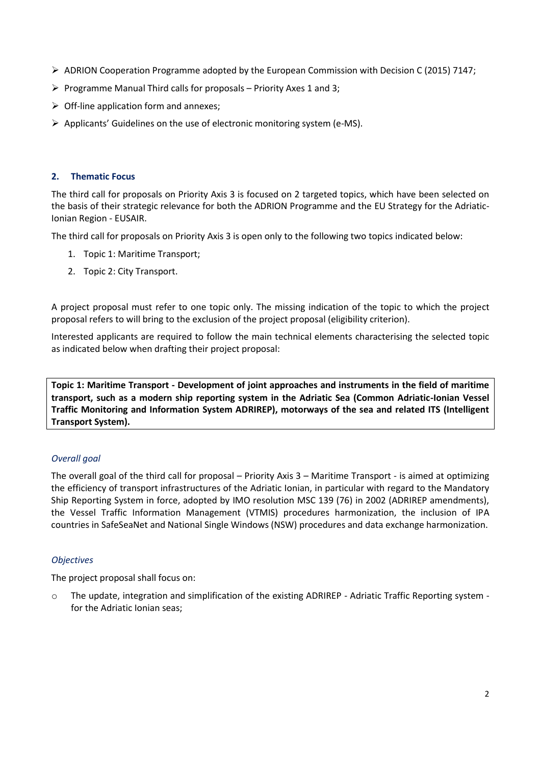- ADRION Cooperation Programme adopted by the European Commission with Decision C (2015) 7147;
- Programme Manual Third calls for proposals – Priority Axes 1 and 3;
- Off-line application form and annexes;
- Applicants' Guidelines on the use of electronic monitoring system (e-MS).

## 2. Thematic Focus

The third call for proposals on Priority Axis 3 is focused on 2 targeted topics, which have been selected on the basis of their strategic relevance for both the ADRION Programme and the EU Strategy for the Adriatic-Ionian Region - EUSAIR.

The third call for proposals on Priority Axis 3 is open only to the following two topics indicated below:

1. Topic 1: Maritime Transport;
2. Topic 2: City Transport.

A project proposal must refer to one topic only. The missing indication of the topic to which the project proposal refers to will bring to the exclusion of the project proposal (eligibility criterion).

Interested applicants are required to follow the main technical elements characterising the selected topic as indicated below when drafting their project proposal:

**Topic 1: Maritime Transport - Development of joint approaches and instruments in the field of maritime transport, such as a modern ship reporting system in the Adriatic Sea (Common Adriatic-Ionian Vessel Traffic Monitoring and Information System ADRIREP), motorways of the sea and related ITS (Intelligent Transport System).**

*Overall goal*

The overall goal of the third call for proposal – Priority Axis 3 – Maritime Transport - is aimed at optimizing the efficiency of transport infrastructures of the Adriatic Ionian, in particular with regard to the Mandatory Ship Reporting System in force, adopted by IMO resolution MSC 139 (76) in 2002 (ADRIREP amendments), the Vessel Traffic Information Management (VTMIS) procedures harmonization, the inclusion of IPA countries in SafeSeaNet and National Single Windows (NSW) procedures and data exchange harmonization.

*Objectives*

The project proposal shall focus on:

- The update, integration and simplification of the existing ADRIREP - Adriatic Traffic Reporting system - for the Adriatic Ionian seas;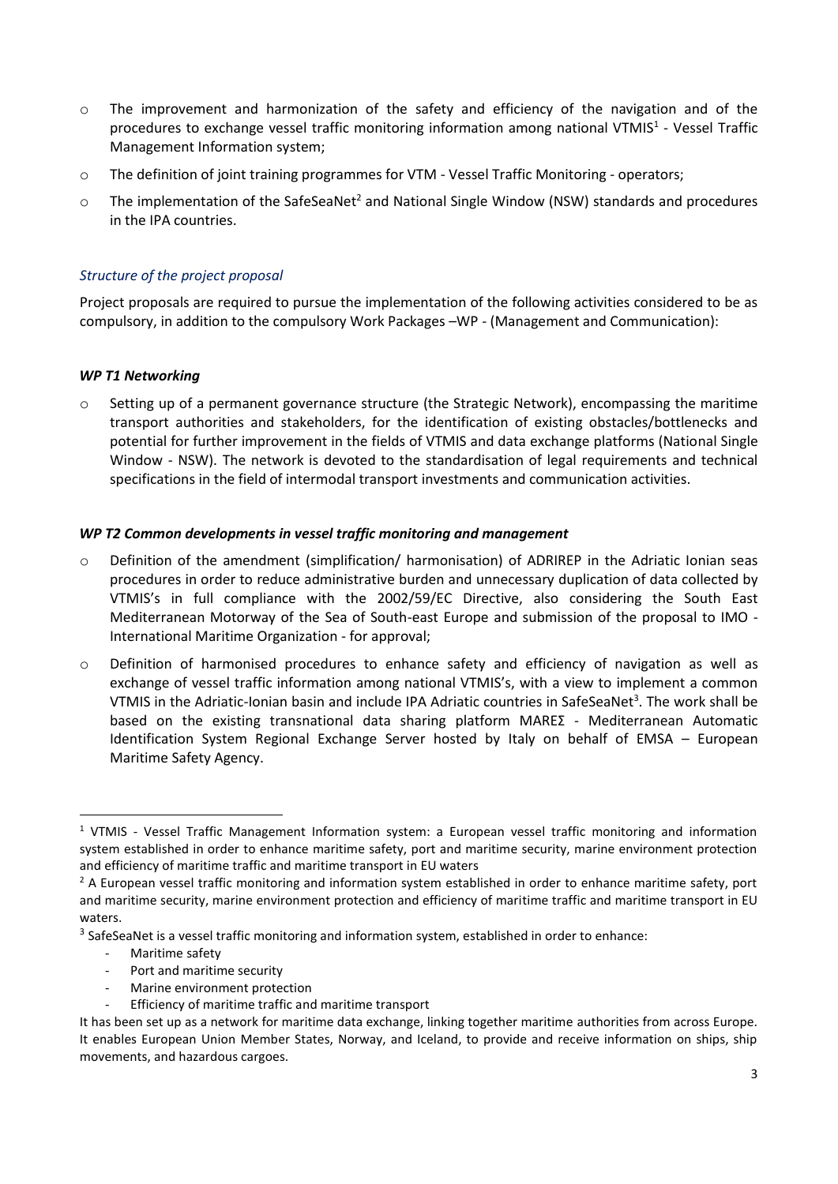- The improvement and harmonization of the safety and efficiency of the navigation and of the procedures to exchange vessel traffic monitoring information among national VTMIS[1] - Vessel Traffic Management Information system;
- The definition of joint training programmes for VTM - Vessel Traffic Monitoring - operators;
- The implementation of the SafeSeaNet[2] and National Single Window (NSW) standards and procedures in the IPA countries.

*Structure of the project proposal*

Project proposals are required to pursue the implementation of the following activities considered to be as compulsory, in addition to the compulsory Work Packages –WP - (Management and Communication):

***WP T1 Networking***

- Setting up of a permanent governance structure (the Strategic Network), encompassing the maritime transport authorities and stakeholders, for the identification of existing obstacles/bottlenecks and potential for further improvement in the fields of VTMIS and data exchange platforms (National Single Window - NSW). The network is devoted to the standardisation of legal requirements and technical specifications in the field of intermodal transport investments and communication activities.

***WP T2 Common developments in vessel traffic monitoring and management***

- Definition of the amendment (simplification/ harmonisation) of ADRIREP in the Adriatic Ionian seas procedures in order to reduce administrative burden and unnecessary duplication of data collected by VTMIS's in full compliance with the 2002/59/EC Directive, also considering the South East Mediterranean Motorway of the Sea of South-east Europe and submission of the proposal to IMO - International Maritime Organization - for approval;
- Definition of harmonised procedures to enhance safety and efficiency of navigation as well as exchange of vessel traffic information among national VTMIS's, with a view to implement a common VTMIS in the Adriatic-Ionian basin and include IPA Adriatic countries in SafeSeaNet[3]. The work shall be based on the existing transnational data sharing platform MAREΣ - Mediterranean Automatic Identification System Regional Exchange Server hosted by Italy on behalf of EMSA – European Maritime Safety Agency.

---

[1] VTMIS - Vessel Traffic Management Information system: a European vessel traffic monitoring and information system established in order to enhance maritime safety, port and maritime security, marine environment protection and efficiency of maritime traffic and maritime transport in EU waters

[2] A European vessel traffic monitoring and information system established in order to enhance maritime safety, port and maritime security, marine environment protection and efficiency of maritime traffic and maritime transport in EU waters.

[3] SafeSeaNet is a vessel traffic monitoring and information system, established in order to enhance:

- Maritime safety
- Port and maritime security
- Marine environment protection
- Efficiency of maritime traffic and maritime transport

It has been set up as a network for maritime data exchange, linking together maritime authorities from across Europe. It enables European Union Member States, Norway, and Iceland, to provide and receive information on ships, ship movements, and hazardous cargoes.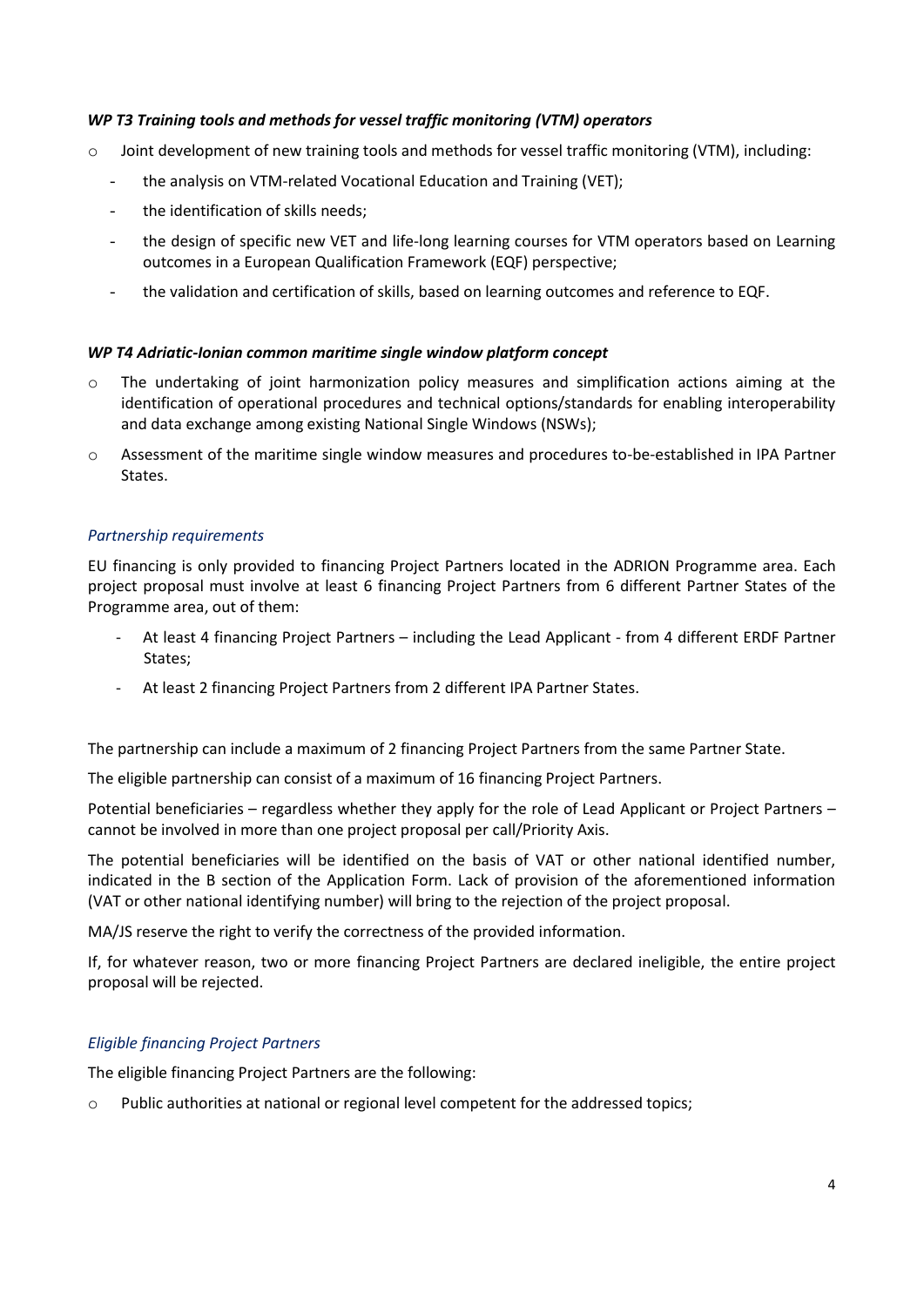*WP T3 Training tools and methods for vessel traffic monitoring (VTM) operators*

- Joint development of new training tools and methods for vessel traffic monitoring (VTM), including:
  - the analysis on VTM-related Vocational Education and Training (VET);
  - the identification of skills needs;
  - the design of specific new VET and life-long learning courses for VTM operators based on Learning outcomes in a European Qualification Framework (EQF) perspective;
  - the validation and certification of skills, based on learning outcomes and reference to EQF.

*WP T4 Adriatic-Ionian common maritime single window platform concept*

- The undertaking of joint harmonization policy measures and simplification actions aiming at the identification of operational procedures and technical options/standards for enabling interoperability and data exchange among existing National Single Windows (NSWs);
- Assessment of the maritime single window measures and procedures to-be-established in IPA Partner States.

*Partnership requirements*

EU financing is only provided to financing Project Partners located in the ADRION Programme area. Each project proposal must involve at least 6 financing Project Partners from 6 different Partner States of the Programme area, out of them:

- At least 4 financing Project Partners – including the Lead Applicant - from 4 different ERDF Partner States;
- At least 2 financing Project Partners from 2 different IPA Partner States.

The partnership can include a maximum of 2 financing Project Partners from the same Partner State.

The eligible partnership can consist of a maximum of 16 financing Project Partners.

Potential beneficiaries – regardless whether they apply for the role of Lead Applicant or Project Partners – cannot be involved in more than one project proposal per call/Priority Axis.

The potential beneficiaries will be identified on the basis of VAT or other national identified number, indicated in the B section of the Application Form. Lack of provision of the aforementioned information (VAT or other national identifying number) will bring to the rejection of the project proposal.

MA/JS reserve the right to verify the correctness of the provided information.

If, for whatever reason, two or more financing Project Partners are declared ineligible, the entire project proposal will be rejected.

*Eligible financing Project Partners*

The eligible financing Project Partners are the following:

- Public authorities at national or regional level competent for the addressed topics;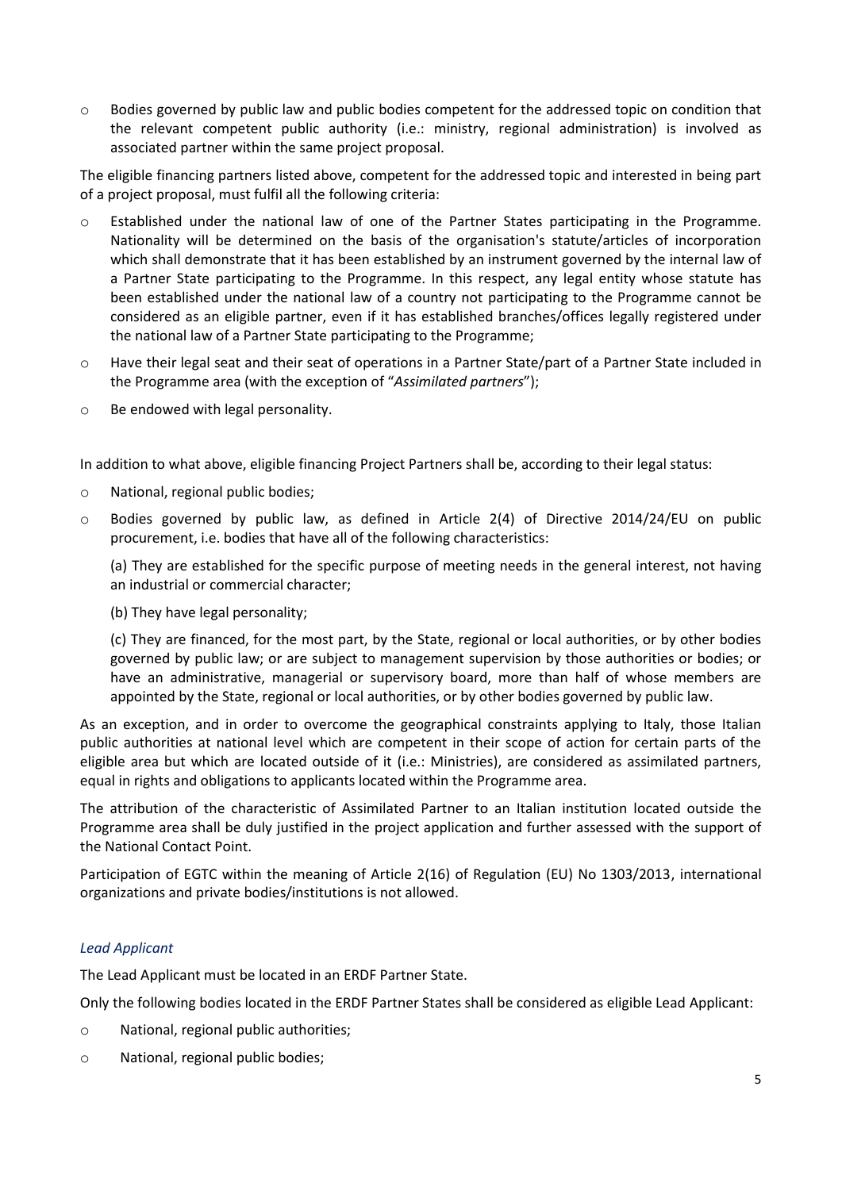- Bodies governed by public law and public bodies competent for the addressed topic on condition that the relevant competent public authority (i.e.: ministry, regional administration) is involved as associated partner within the same project proposal.

The eligible financing partners listed above, competent for the addressed topic and interested in being part of a project proposal, must fulfil all the following criteria:

- Established under the national law of one of the Partner States participating in the Programme. Nationality will be determined on the basis of the organisation's statute/articles of incorporation which shall demonstrate that it has been established by an instrument governed by the internal law of a Partner State participating to the Programme. In this respect, any legal entity whose statute has been established under the national law of a country not participating to the Programme cannot be considered as an eligible partner, even if it has established branches/offices legally registered under the national law of a Partner State participating to the Programme;
- Have their legal seat and their seat of operations in a Partner State/part of a Partner State included in the Programme area (with the exception of "*Assimilated partners*");
- Be endowed with legal personality.

In addition to what above, eligible financing Project Partners shall be, according to their legal status:

- National, regional public bodies;
- Bodies governed by public law, as defined in Article 2(4) of Directive 2014/24/EU on public procurement, i.e. bodies that have all of the following characteristics:

  (a) They are established for the specific purpose of meeting needs in the general interest, not having an industrial or commercial character;

  (b) They have legal personality;

  (c) They are financed, for the most part, by the State, regional or local authorities, or by other bodies governed by public law; or are subject to management supervision by those authorities or bodies; or have an administrative, managerial or supervisory board, more than half of whose members are appointed by the State, regional or local authorities, or by other bodies governed by public law.

As an exception, and in order to overcome the geographical constraints applying to Italy, those Italian public authorities at national level which are competent in their scope of action for certain parts of the eligible area but which are located outside of it (i.e.: Ministries), are considered as assimilated partners, equal in rights and obligations to applicants located within the Programme area.

The attribution of the characteristic of Assimilated Partner to an Italian institution located outside the Programme area shall be duly justified in the project application and further assessed with the support of the National Contact Point.

Participation of EGTC within the meaning of Article 2(16) of Regulation (EU) No 1303/2013, international organizations and private bodies/institutions is not allowed.

*Lead Applicant*

The Lead Applicant must be located in an ERDF Partner State.

Only the following bodies located in the ERDF Partner States shall be considered as eligible Lead Applicant:

- National, regional public authorities;
- National, regional public bodies;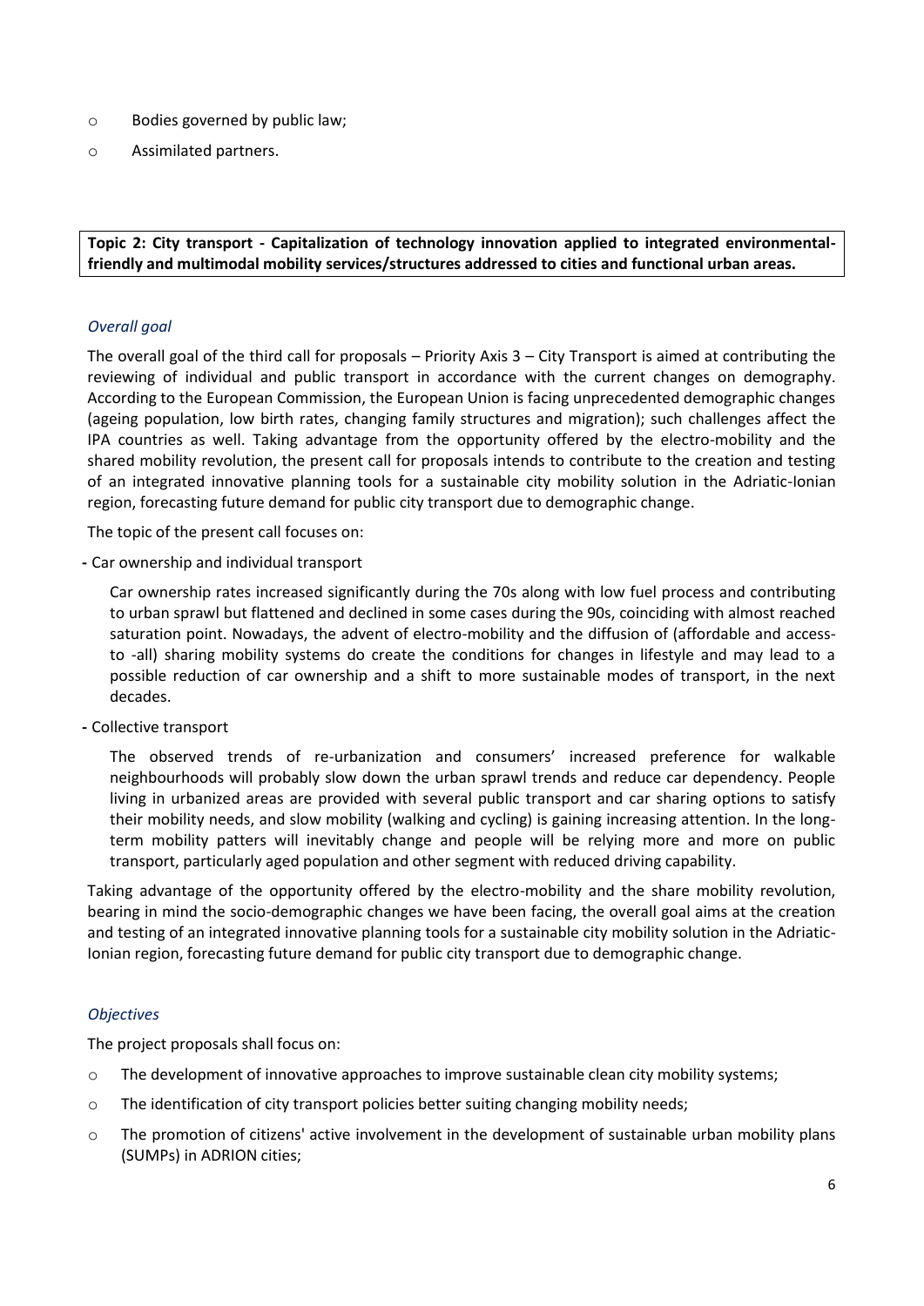- Bodies governed by public law;
- Assimilated partners.

**Topic 2: City transport - Capitalization of technology innovation applied to integrated environmental-friendly and multimodal mobility services/structures addressed to cities and functional urban areas.**

*Overall goal*

The overall goal of the third call for proposals – Priority Axis 3 – City Transport is aimed at contributing the reviewing of individual and public transport in accordance with the current changes on demography. According to the European Commission, the European Union is facing unprecedented demographic changes (ageing population, low birth rates, changing family structures and migration); such challenges affect the IPA countries as well. Taking advantage from the opportunity offered by the electro-mobility and the shared mobility revolution, the present call for proposals intends to contribute to the creation and testing of an integrated innovative planning tools for a sustainable city mobility solution in the Adriatic-Ionian region, forecasting future demand for public city transport due to demographic change.

The topic of the present call focuses on:

- Car ownership and individual transport

  Car ownership rates increased significantly during the 70s along with low fuel process and contributing to urban sprawl but flattened and declined in some cases during the 90s, coinciding with almost reached saturation point. Nowadays, the advent of electro-mobility and the diffusion of (affordable and access-to -all) sharing mobility systems do create the conditions for changes in lifestyle and may lead to a possible reduction of car ownership and a shift to more sustainable modes of transport, in the next decades.

- Collective transport

  The observed trends of re-urbanization and consumers' increased preference for walkable neighbourhoods will probably slow down the urban sprawl trends and reduce car dependency. People living in urbanized areas are provided with several public transport and car sharing options to satisfy their mobility needs, and slow mobility (walking and cycling) is gaining increasing attention. In the long-term mobility patters will inevitably change and people will be relying more and more on public transport, particularly aged population and other segment with reduced driving capability.

Taking advantage of the opportunity offered by the electro-mobility and the share mobility revolution, bearing in mind the socio-demographic changes we have been facing, the overall goal aims at the creation and testing of an integrated innovative planning tools for a sustainable city mobility solution in the Adriatic-Ionian region, forecasting future demand for public city transport due to demographic change.

*Objectives*

The project proposals shall focus on:

- The development of innovative approaches to improve sustainable clean city mobility systems;
- The identification of city transport policies better suiting changing mobility needs;
- The promotion of citizens' active involvement in the development of sustainable urban mobility plans (SUMPs) in ADRION cities;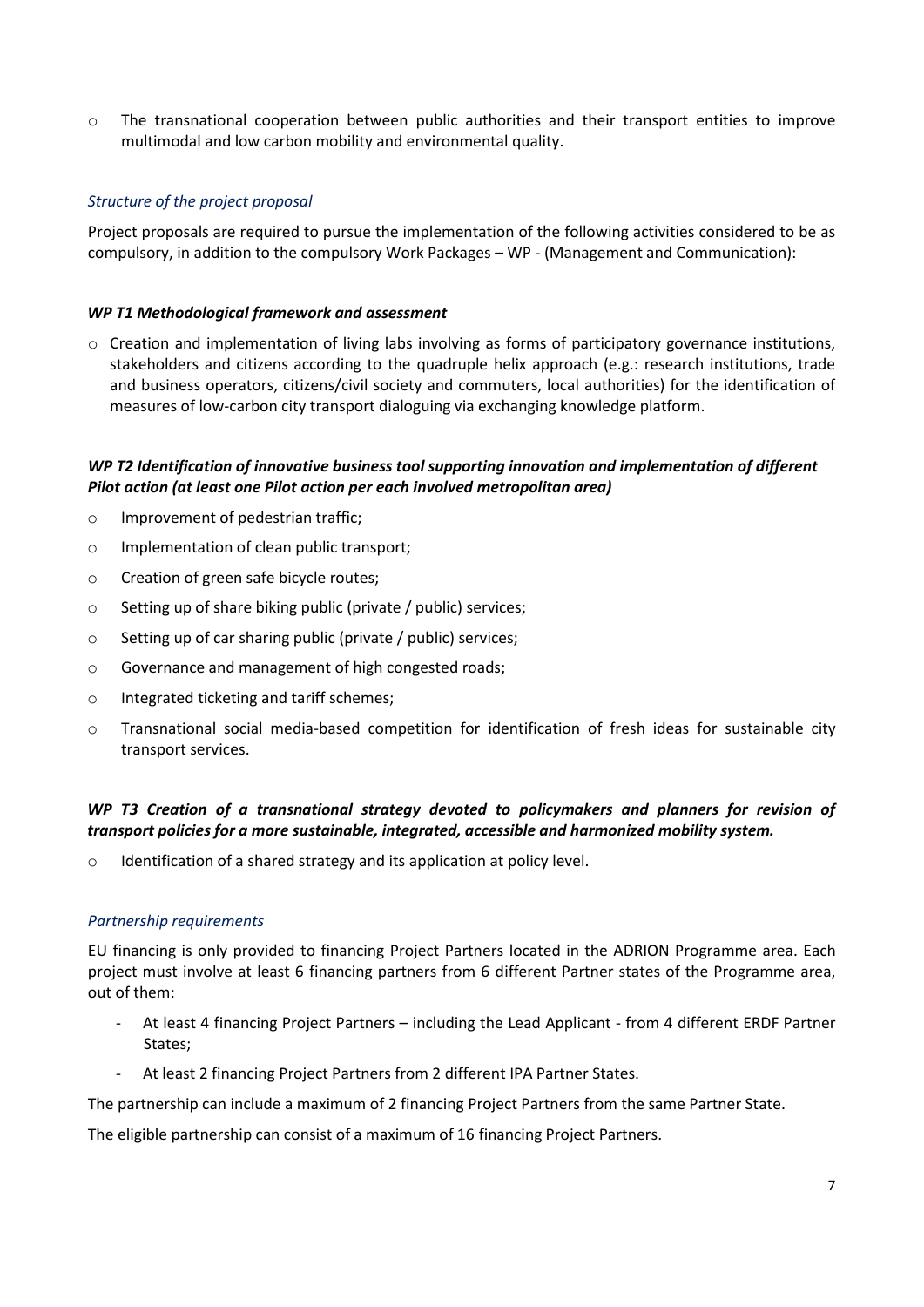- The transnational cooperation between public authorities and their transport entities to improve multimodal and low carbon mobility and environmental quality.

*Structure of the project proposal*

Project proposals are required to pursue the implementation of the following activities considered to be as compulsory, in addition to the compulsory Work Packages – WP - (Management and Communication):

***WP T1 Methodological framework and assessment***

- Creation and implementation of living labs involving as forms of participatory governance institutions, stakeholders and citizens according to the quadruple helix approach (e.g.: research institutions, trade and business operators, citizens/civil society and commuters, local authorities) for the identification of measures of low-carbon city transport dialoguing via exchanging knowledge platform.

***WP T2 Identification of innovative business tool supporting innovation and implementation of different Pilot action (at least one Pilot action per each involved metropolitan area)***

- Improvement of pedestrian traffic;
- Implementation of clean public transport;
- Creation of green safe bicycle routes;
- Setting up of share biking public (private / public) services;
- Setting up of car sharing public (private / public) services;
- Governance and management of high congested roads;
- Integrated ticketing and tariff schemes;
- Transnational social media-based competition for identification of fresh ideas for sustainable city transport services.

***WP T3 Creation of a transnational strategy devoted to policymakers and planners for revision of transport policies for a more sustainable, integrated, accessible and harmonized mobility system.***

- Identification of a shared strategy and its application at policy level.

*Partnership requirements*

EU financing is only provided to financing Project Partners located in the ADRION Programme area. Each project must involve at least 6 financing partners from 6 different Partner states of the Programme area, out of them:

- At least 4 financing Project Partners – including the Lead Applicant - from 4 different ERDF Partner States;
- At least 2 financing Project Partners from 2 different IPA Partner States.

The partnership can include a maximum of 2 financing Project Partners from the same Partner State.

The eligible partnership can consist of a maximum of 16 financing Project Partners.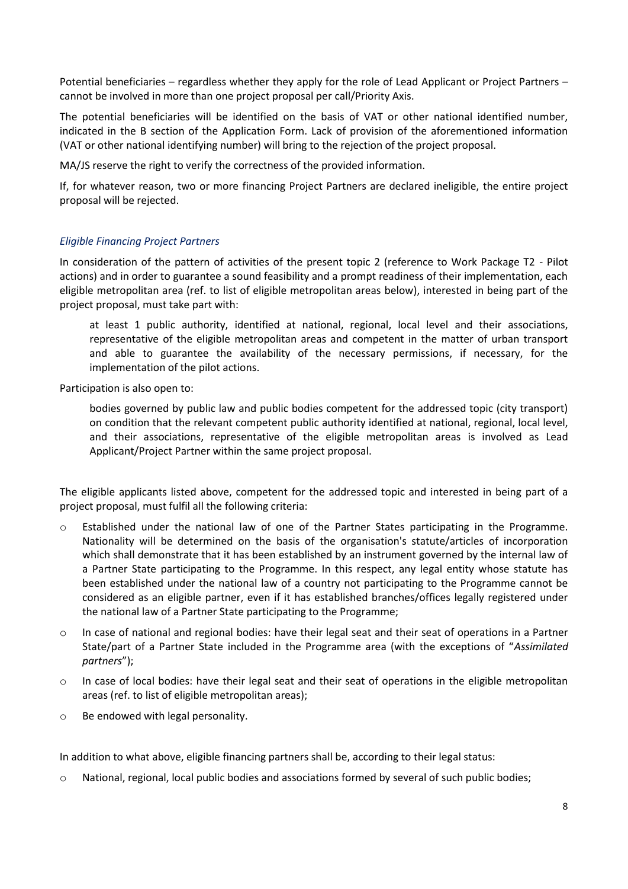Potential beneficiaries – regardless whether they apply for the role of Lead Applicant or Project Partners – cannot be involved in more than one project proposal per call/Priority Axis.

The potential beneficiaries will be identified on the basis of VAT or other national identified number, indicated in the B section of the Application Form. Lack of provision of the aforementioned information (VAT or other national identifying number) will bring to the rejection of the project proposal.

MA/JS reserve the right to verify the correctness of the provided information.

If, for whatever reason, two or more financing Project Partners are declared ineligible, the entire project proposal will be rejected.

*Eligible Financing Project Partners*

In consideration of the pattern of activities of the present topic 2 (reference to Work Package T2 - Pilot actions) and in order to guarantee a sound feasibility and a prompt readiness of their implementation, each eligible metropolitan area (ref. to list of eligible metropolitan areas below), interested in being part of the project proposal, must take part with:

> at least 1 public authority, identified at national, regional, local level and their associations, representative of the eligible metropolitan areas and competent in the matter of urban transport and able to guarantee the availability of the necessary permissions, if necessary, for the implementation of the pilot actions.

Participation is also open to:

> bodies governed by public law and public bodies competent for the addressed topic (city transport) on condition that the relevant competent public authority identified at national, regional, local level, and their associations, representative of the eligible metropolitan areas is involved as Lead Applicant/Project Partner within the same project proposal.

The eligible applicants listed above, competent for the addressed topic and interested in being part of a project proposal, must fulfil all the following criteria:

- Established under the national law of one of the Partner States participating in the Programme. Nationality will be determined on the basis of the organisation's statute/articles of incorporation which shall demonstrate that it has been established by an instrument governed by the internal law of a Partner State participating to the Programme. In this respect, any legal entity whose statute has been established under the national law of a country not participating to the Programme cannot be considered as an eligible partner, even if it has established branches/offices legally registered under the national law of a Partner State participating to the Programme;
- In case of national and regional bodies: have their legal seat and their seat of operations in a Partner State/part of a Partner State included in the Programme area (with the exceptions of "*Assimilated partners*");
- In case of local bodies: have their legal seat and their seat of operations in the eligible metropolitan areas (ref. to list of eligible metropolitan areas);
- Be endowed with legal personality.

In addition to what above, eligible financing partners shall be, according to their legal status:

- National, regional, local public bodies and associations formed by several of such public bodies;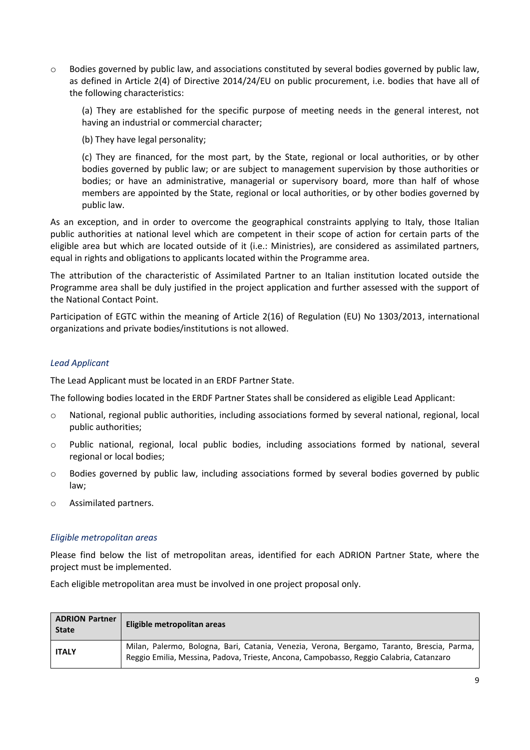- Bodies governed by public law, and associations constituted by several bodies governed by public law, as defined in Article 2(4) of Directive 2014/24/EU on public procurement, i.e. bodies that have all of the following characteristics:

  (a) They are established for the specific purpose of meeting needs in the general interest, not having an industrial or commercial character;

  (b) They have legal personality;

  (c) They are financed, for the most part, by the State, regional or local authorities, or by other bodies governed by public law; or are subject to management supervision by those authorities or bodies; or have an administrative, managerial or supervisory board, more than half of whose members are appointed by the State, regional or local authorities, or by other bodies governed by public law.

As an exception, and in order to overcome the geographical constraints applying to Italy, those Italian public authorities at national level which are competent in their scope of action for certain parts of the eligible area but which are located outside of it (i.e.: Ministries), are considered as assimilated partners, equal in rights and obligations to applicants located within the Programme area.

The attribution of the characteristic of Assimilated Partner to an Italian institution located outside the Programme area shall be duly justified in the project application and further assessed with the support of the National Contact Point.

Participation of EGTC within the meaning of Article 2(16) of Regulation (EU) No 1303/2013, international organizations and private bodies/institutions is not allowed.

### *Lead Applicant*

The Lead Applicant must be located in an ERDF Partner State.

The following bodies located in the ERDF Partner States shall be considered as eligible Lead Applicant:

- National, regional public authorities, including associations formed by several national, regional, local public authorities;
- Public national, regional, local public bodies, including associations formed by national, several regional or local bodies;
- Bodies governed by public law, including associations formed by several bodies governed by public law;
- Assimilated partners.

### *Eligible metropolitan areas*

Please find below the list of metropolitan areas, identified for each ADRION Partner State, where the project must be implemented.

Each eligible metropolitan area must be involved in one project proposal only.

| ADRION Partner State | Eligible metropolitan areas |
|---|---|
| ITALY | Milan, Palermo, Bologna, Bari, Catania, Venezia, Verona, Bergamo, Taranto, Brescia, Parma, Reggio Emilia, Messina, Padova, Trieste, Ancona, Campobasso, Reggio Calabria, Catanzaro |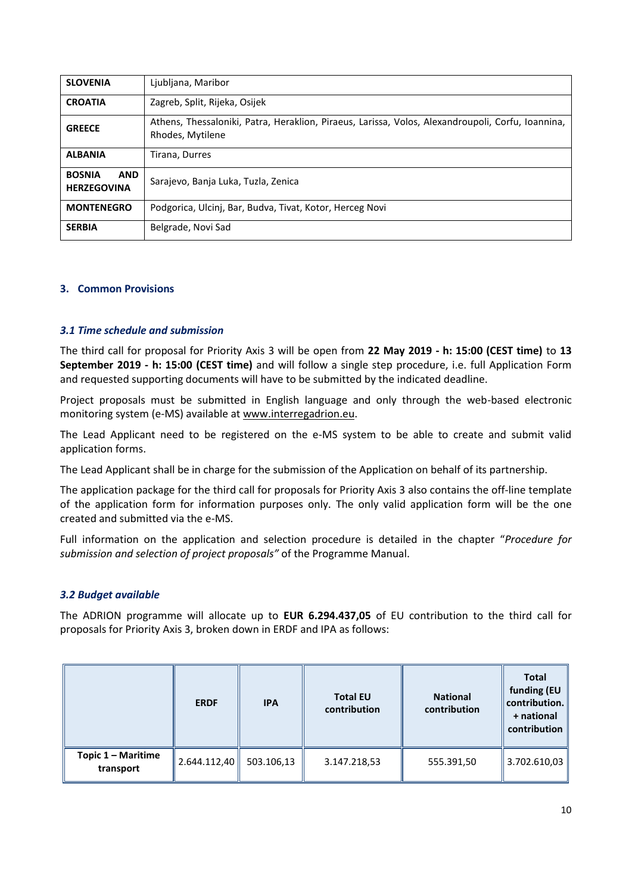| | |
|---|---|
| **SLOVENIA** | Ljubljana, Maribor |
| **CROATIA** | Zagreb, Split, Rijeka, Osijek |
| **GREECE** | Athens, Thessaloniki, Patra, Heraklion, Piraeus, Larissa, Volos, Alexandroupoli, Corfu, Ioannina, Rhodes, Mytilene |
| **ALBANIA** | Tirana, Durres |
| **BOSNIA AND HERZEGOVINA** | Sarajevo, Banja Luka, Tuzla, Zenica |
| **MONTENEGRO** | Podgorica, Ulcinj, Bar, Budva, Tivat, Kotor, Herceg Novi |
| **SERBIA** | Belgrade, Novi Sad |

## 3. Common Provisions

### *3.1 Time schedule and submission*

The third call for proposal for Priority Axis 3 will be open from **22 May 2019 - h: 15:00 (CEST time)** to **13 September 2019 - h: 15:00 (CEST time)** and will follow a single step procedure, i.e. full Application Form and requested supporting documents will have to be submitted by the indicated deadline.

Project proposals must be submitted in English language and only through the web-based electronic monitoring system (e-MS) available at www.interregadrion.eu.

The Lead Applicant need to be registered on the e-MS system to be able to create and submit valid application forms.

The Lead Applicant shall be in charge for the submission of the Application on behalf of its partnership.

The application package for the third call for proposals for Priority Axis 3 also contains the off-line template of the application form for information purposes only. The only valid application form will be the one created and submitted via the e-MS.

Full information on the application and selection procedure is detailed in the chapter "*Procedure for submission and selection of project proposals"* of the Programme Manual.

### *3.2 Budget available*

The ADRION programme will allocate up to **EUR 6.294.437,05** of EU contribution to the third call for proposals for Priority Axis 3, broken down in ERDF and IPA as follows:

| | **ERDF** | **IPA** | **Total EU contribution** | **National contribution** | **Total funding (EU contribution. + national contribution** |
|---|---|---|---|---|---|
| **Topic 1 – Maritime transport** | 2.644.112,40 | 503.106,13 | 3.147.218,53 | 555.391,50 | 3.702.610,03 |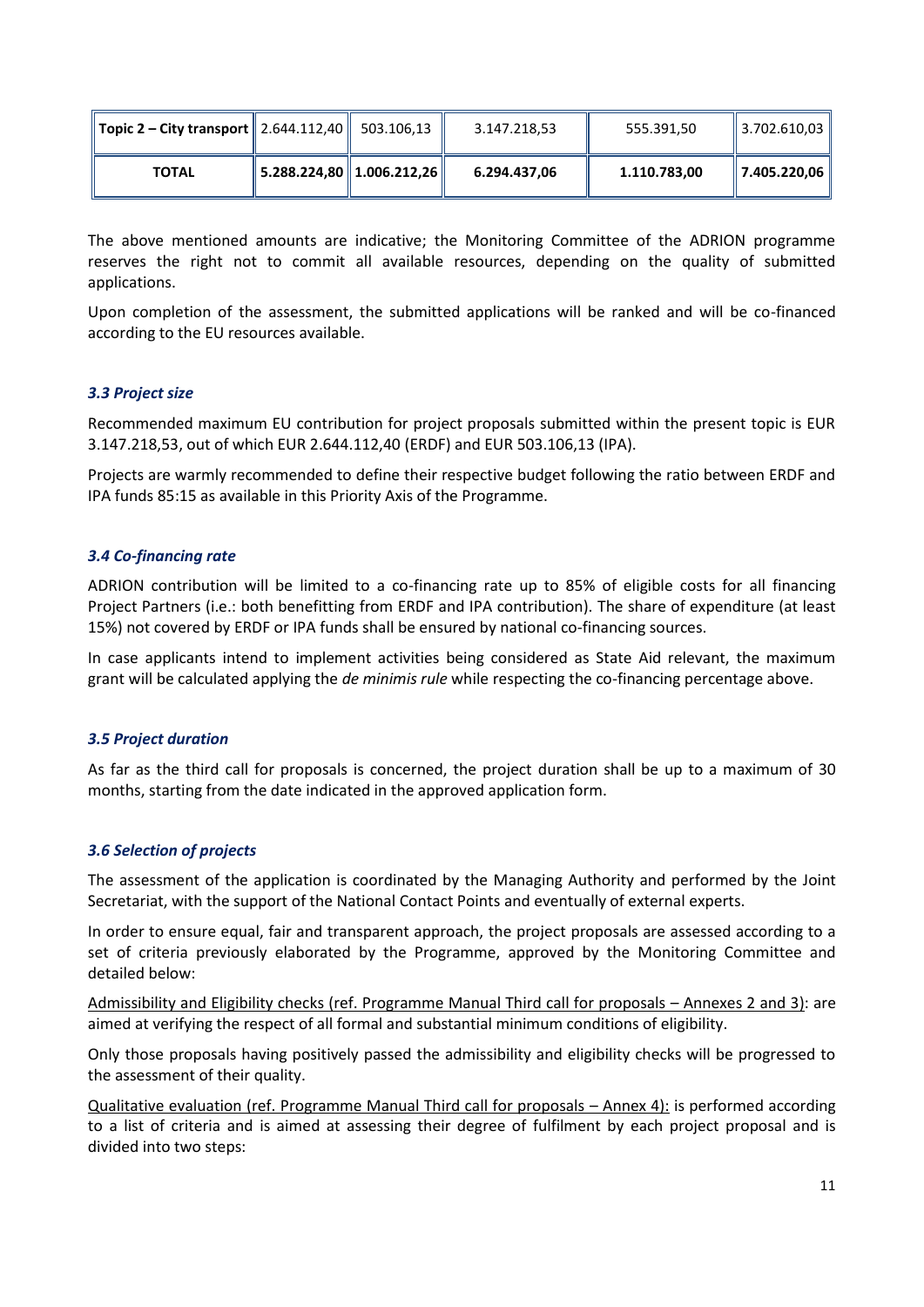| Topic 2 – City transport | 2.644.112,40 | 503.106,13 | 3.147.218,53 | 555.391,50 | 3.702.610,03 |
|---|---|---|---|---|---|
| **TOTAL** | **5.288.224,80** | **1.006.212,26** | **6.294.437,06** | **1.110.783,00** | **7.405.220,06** |

The above mentioned amounts are indicative; the Monitoring Committee of the ADRION programme reserves the right not to commit all available resources, depending on the quality of submitted applications.

Upon completion of the assessment, the submitted applications will be ranked and will be co-financed according to the EU resources available.

### *3.3 Project size*

Recommended maximum EU contribution for project proposals submitted within the present topic is EUR 3.147.218,53, out of which EUR 2.644.112,40 (ERDF) and EUR 503.106,13 (IPA).

Projects are warmly recommended to define their respective budget following the ratio between ERDF and IPA funds 85:15 as available in this Priority Axis of the Programme.

### *3.4 Co-financing rate*

ADRION contribution will be limited to a co-financing rate up to 85% of eligible costs for all financing Project Partners (i.e.: both benefitting from ERDF and IPA contribution). The share of expenditure (at least 15%) not covered by ERDF or IPA funds shall be ensured by national co-financing sources.

In case applicants intend to implement activities being considered as State Aid relevant, the maximum grant will be calculated applying the *de minimis rule* while respecting the co-financing percentage above.

### *3.5 Project duration*

As far as the third call for proposals is concerned, the project duration shall be up to a maximum of 30 months, starting from the date indicated in the approved application form.

### *3.6 Selection of projects*

The assessment of the application is coordinated by the Managing Authority and performed by the Joint Secretariat, with the support of the National Contact Points and eventually of external experts.

In order to ensure equal, fair and transparent approach, the project proposals are assessed according to a set of criteria previously elaborated by the Programme, approved by the Monitoring Committee and detailed below:

<u>Admissibility and Eligibility checks (ref. Programme Manual Third call for proposals – Annexes 2 and 3)</u>: are aimed at verifying the respect of all formal and substantial minimum conditions of eligibility.

Only those proposals having positively passed the admissibility and eligibility checks will be progressed to the assessment of their quality.

<u>Qualitative evaluation (ref. Programme Manual Third call for proposals – Annex 4):</u> is performed according to a list of criteria and is aimed at assessing their degree of fulfilment by each project proposal and is divided into two steps: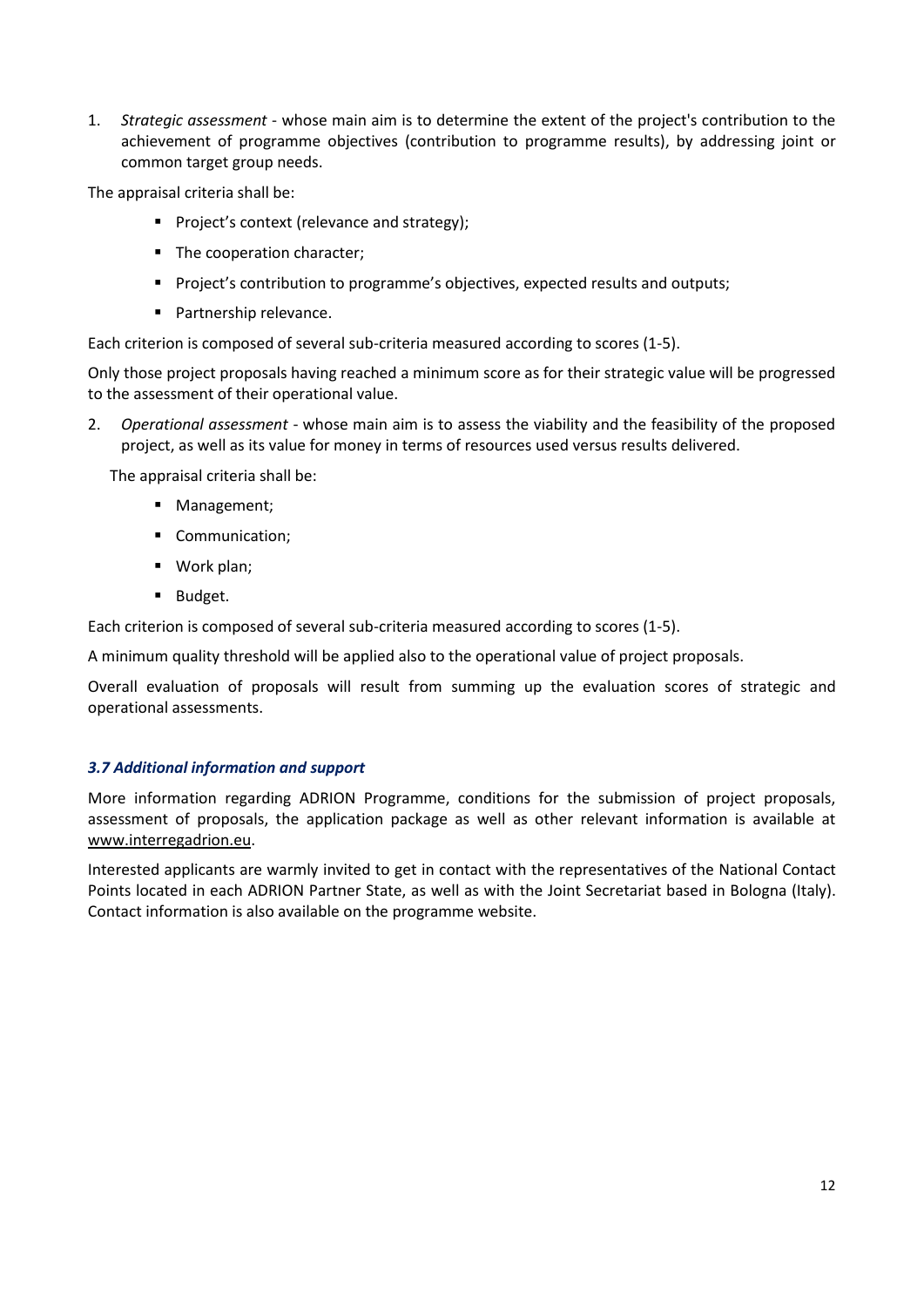1. *Strategic assessment* - whose main aim is to determine the extent of the project's contribution to the achievement of programme objectives (contribution to programme results), by addressing joint or common target group needs.

The appraisal criteria shall be:

- Project's context (relevance and strategy);
- The cooperation character;
- Project's contribution to programme's objectives, expected results and outputs;
- Partnership relevance.

Each criterion is composed of several sub-criteria measured according to scores (1-5).

Only those project proposals having reached a minimum score as for their strategic value will be progressed to the assessment of their operational value.

2. *Operational assessment* - whose main aim is to assess the viability and the feasibility of the proposed project, as well as its value for money in terms of resources used versus results delivered.

   The appraisal criteria shall be:

   - Management;
   - Communication;
   - Work plan;
   - Budget.

Each criterion is composed of several sub-criteria measured according to scores (1-5).

A minimum quality threshold will be applied also to the operational value of project proposals.

Overall evaluation of proposals will result from summing up the evaluation scores of strategic and operational assessments.

### *3.7 Additional information and support*

More information regarding ADRION Programme, conditions for the submission of project proposals, assessment of proposals, the application package as well as other relevant information is available at www.interregadrion.eu.

Interested applicants are warmly invited to get in contact with the representatives of the National Contact Points located in each ADRION Partner State, as well as with the Joint Secretariat based in Bologna (Italy). Contact information is also available on the programme website.